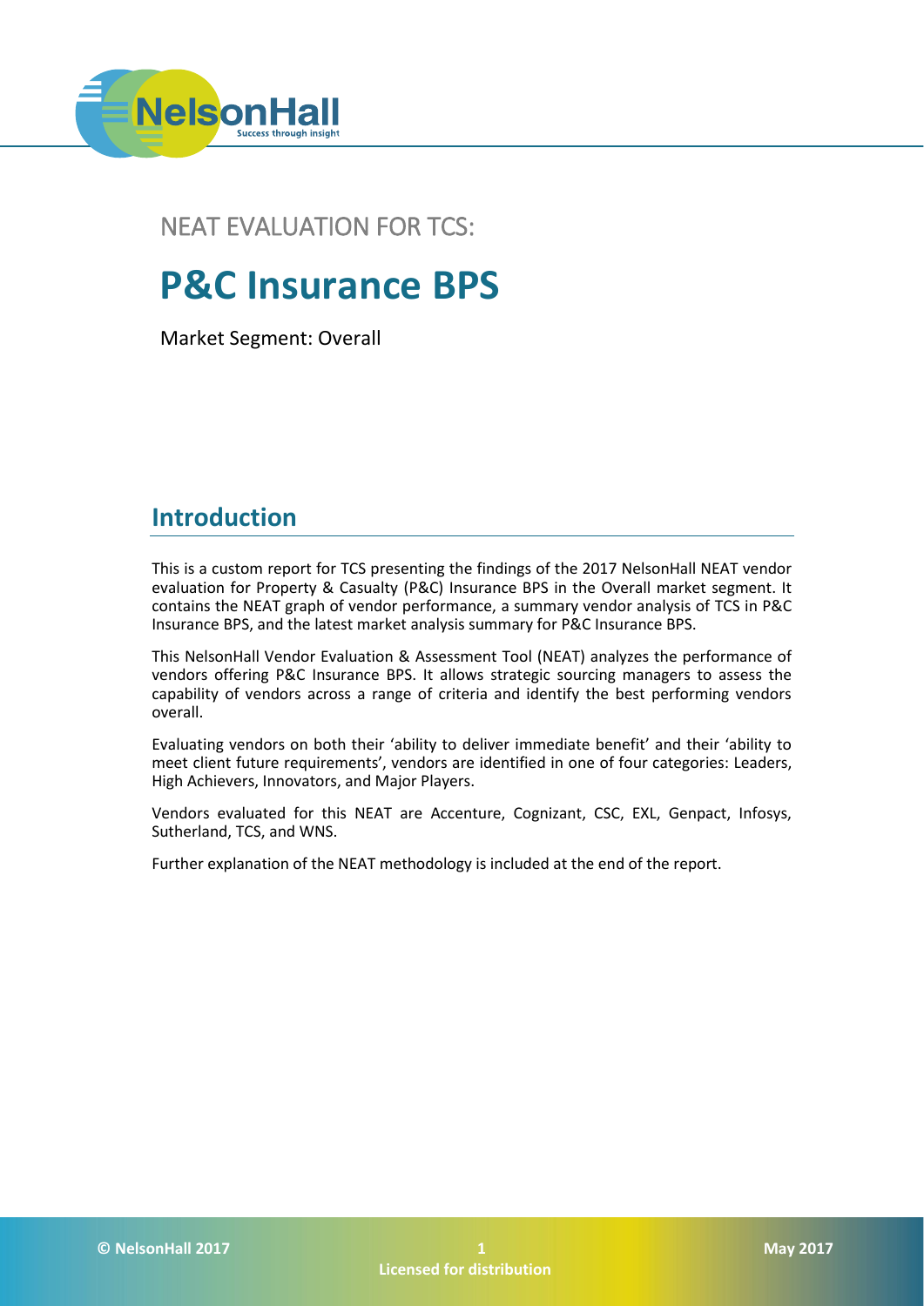NEAT EVALUATION FOR TCS:

# P&C Insurance BPS

Market Segment: Overall

## Introduction

This is a custom report for TCS presenting the findings of the 2017 NelsonHall NEAT vendor evaluation for Property & Casualty (P&C) Insurance BPS in the Overall market segment. It contains the NEAT graph of vendor performance, a summary vendor analysis of TCS in P&C Insurance BPS, and the latest market analysis summary for P&C Insurance BPS.

This NelsonHall Vendor Evaluation & Assessment Tool (NEAT) analyzes the performance of vendors offering P&C Insurance BPS. It allows strategic sourcing managers to assess the capability of vendors across a range of criteria and identify the best performing vendors overall.

Evaluating vendors on both their 'ability to deliver immediate benefit' and their 'ability to meet client future requirements', vendors are identified in one of four categories: Leaders, High Achievers, Innovators, and Major Players.

Vendors evaluated for this NEAT are Accenture, Cognizant, CSC, EXL, Genpact, Infosys, Sutherland, TCS, and WNS.

Further explanation of the NEAT methodology is included at the end of the report.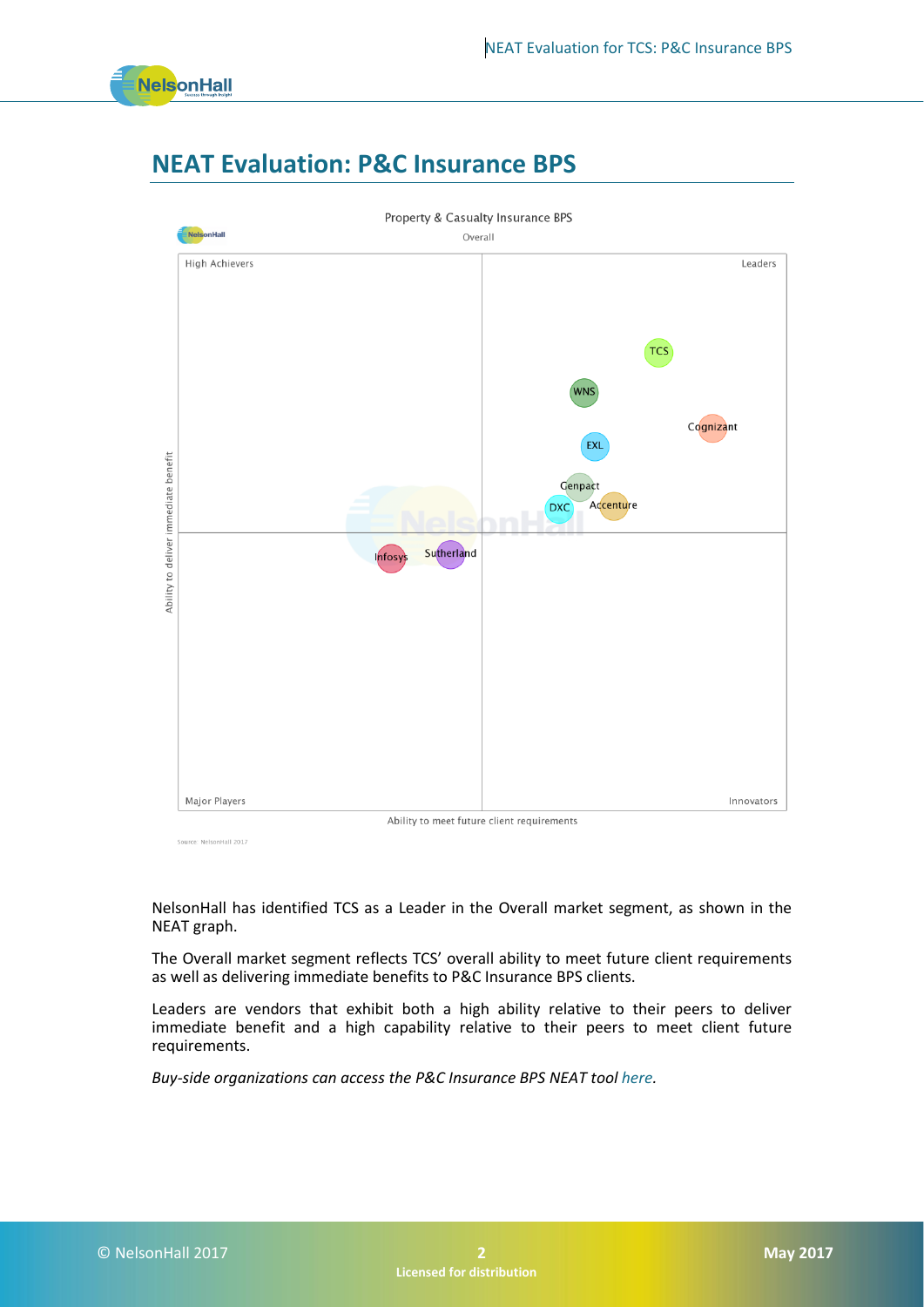## NEAT Evaluation: P&C Insurance BPS

Property & Casualty Insurance BPS

Overall

High Achievers | Leaders | Major Players | Innovators

Ability to deliver immediate benefit

Ability to meet future client requirements

TCS, WNS, Cognizant, EXL, Genpact, DXC, Accenture, Infosys, Sutherland

Source: NelsonHall 2017

NelsonHall has identified TCS as a Leader in the Overall market segment, as shown in the NEAT graph.

The Overall market segment reflects TCS' overall ability to meet future client requirements as well as delivering immediate benefits to P&C Insurance BPS clients.

Leaders are vendors that exhibit both a high ability relative to their peers to deliver immediate benefit and a high capability relative to their peers to meet client future requirements.

*Buy-side organizations can access the P&C Insurance BPS NEAT tool here.*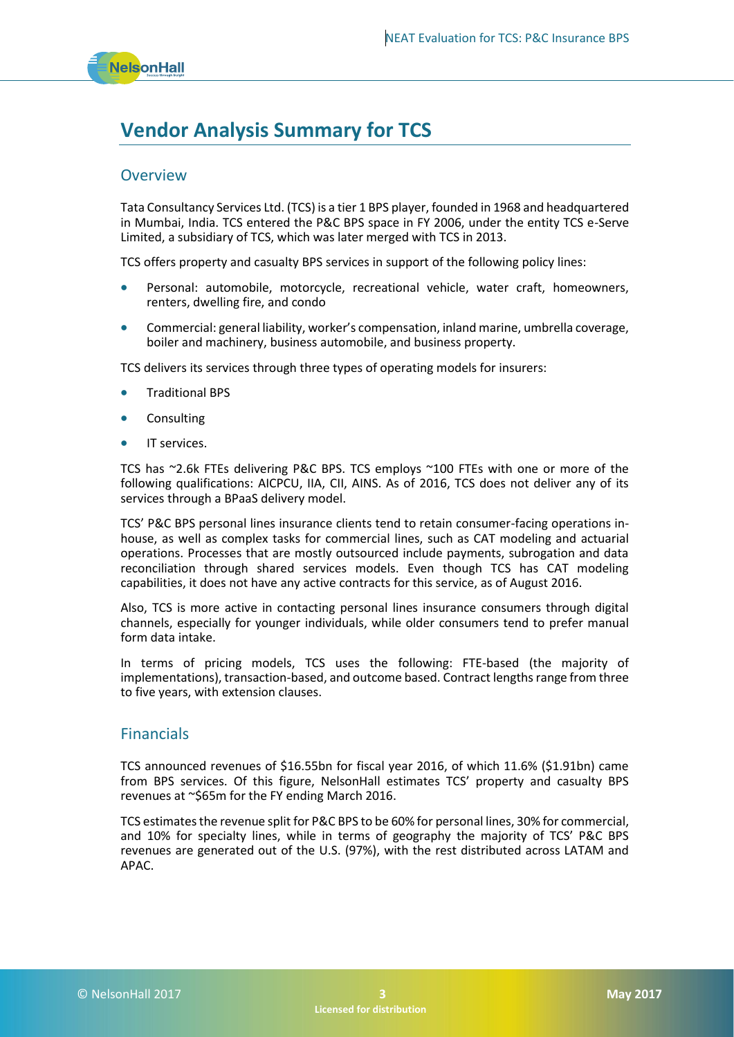# Vendor Analysis Summary for TCS

## Overview

Tata Consultancy Services Ltd. (TCS) is a tier 1 BPS player, founded in 1968 and headquartered in Mumbai, India. TCS entered the P&C BPS space in FY 2006, under the entity TCS e-Serve Limited, a subsidiary of TCS, which was later merged with TCS in 2013.

TCS offers property and casualty BPS services in support of the following policy lines:

- Personal: automobile, motorcycle, recreational vehicle, water craft, homeowners, renters, dwelling fire, and condo
- Commercial: general liability, worker's compensation, inland marine, umbrella coverage, boiler and machinery, business automobile, and business property.

TCS delivers its services through three types of operating models for insurers:

- Traditional BPS
- Consulting
- IT services.

TCS has ~2.6k FTEs delivering P&C BPS. TCS employs ~100 FTEs with one or more of the following qualifications: AICPCU, IIA, CII, AINS. As of 2016, TCS does not deliver any of its services through a BPaaS delivery model.

TCS' P&C BPS personal lines insurance clients tend to retain consumer-facing operations in-house, as well as complex tasks for commercial lines, such as CAT modeling and actuarial operations. Processes that are mostly outsourced include payments, subrogation and data reconciliation through shared services models. Even though TCS has CAT modeling capabilities, it does not have any active contracts for this service, as of August 2016.

Also, TCS is more active in contacting personal lines insurance consumers through digital channels, especially for younger individuals, while older consumers tend to prefer manual form data intake.

In terms of pricing models, TCS uses the following: FTE-based (the majority of implementations), transaction-based, and outcome based. Contract lengths range from three to five years, with extension clauses.

## Financials

TCS announced revenues of $16.55bn for fiscal year 2016, of which 11.6% ($1.91bn) came from BPS services. Of this figure, NelsonHall estimates TCS' property and casualty BPS revenues at ~$65m for the FY ending March 2016.

TCS estimates the revenue split for P&C BPS to be 60% for personal lines, 30% for commercial, and 10% for specialty lines, while in terms of geography the majority of TCS' P&C BPS revenues are generated out of the U.S. (97%), with the rest distributed across LATAM and APAC.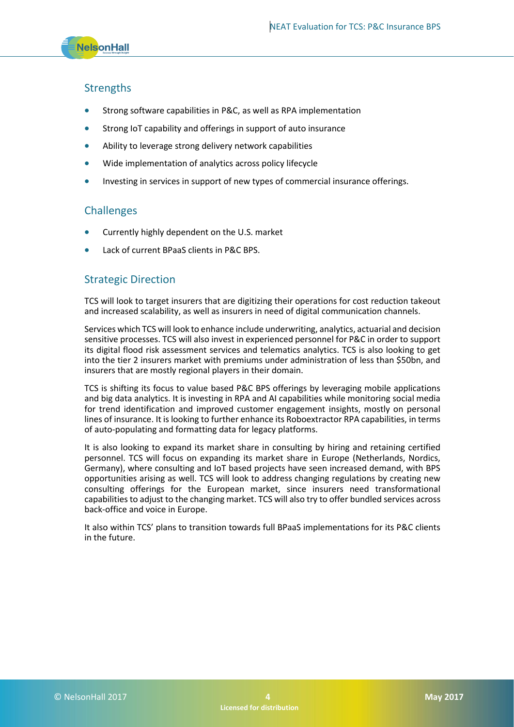## Strengths

- Strong software capabilities in P&C, as well as RPA implementation
- Strong IoT capability and offerings in support of auto insurance
- Ability to leverage strong delivery network capabilities
- Wide implementation of analytics across policy lifecycle
- Investing in services in support of new types of commercial insurance offerings.

## Challenges

- Currently highly dependent on the U.S. market
- Lack of current BPaaS clients in P&C BPS.

## Strategic Direction

TCS will look to target insurers that are digitizing their operations for cost reduction takeout and increased scalability, as well as insurers in need of digital communication channels.

Services which TCS will look to enhance include underwriting, analytics, actuarial and decision sensitive processes. TCS will also invest in experienced personnel for P&C in order to support its digital flood risk assessment services and telematics analytics. TCS is also looking to get into the tier 2 insurers market with premiums under administration of less than $50bn, and insurers that are mostly regional players in their domain.

TCS is shifting its focus to value based P&C BPS offerings by leveraging mobile applications and big data analytics. It is investing in RPA and AI capabilities while monitoring social media for trend identification and improved customer engagement insights, mostly on personal lines of insurance. It is looking to further enhance its Roboextractor RPA capabilities, in terms of auto-populating and formatting data for legacy platforms.

It is also looking to expand its market share in consulting by hiring and retaining certified personnel. TCS will focus on expanding its market share in Europe (Netherlands, Nordics, Germany), where consulting and IoT based projects have seen increased demand, with BPS opportunities arising as well. TCS will look to address changing regulations by creating new consulting offerings for the European market, since insurers need transformational capabilities to adjust to the changing market. TCS will also try to offer bundled services across back-office and voice in Europe.

It also within TCS' plans to transition towards full BPaaS implementations for its P&C clients in the future.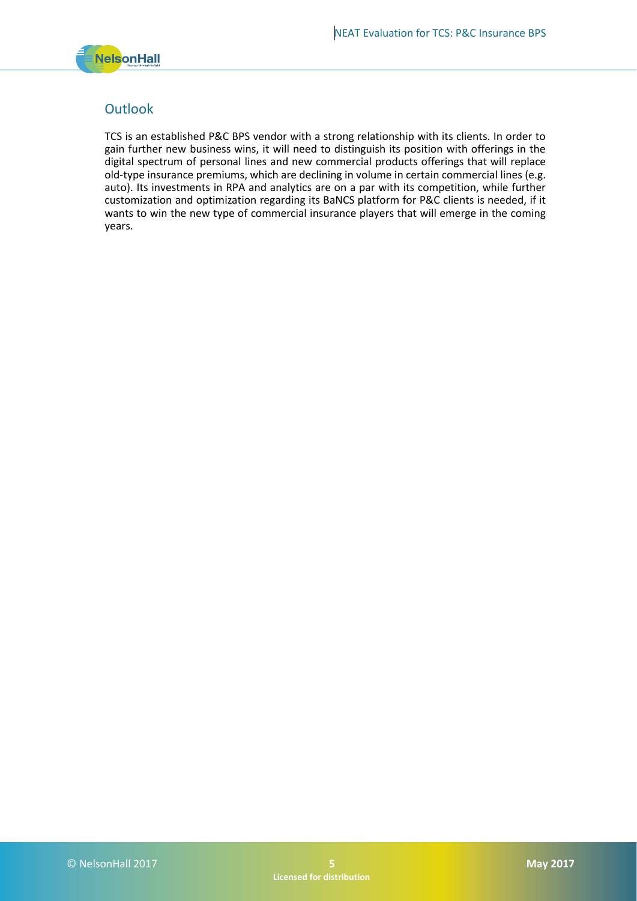## Outlook

TCS is an established P&C BPS vendor with a strong relationship with its clients. In order to gain further new business wins, it will need to distinguish its position with offerings in the digital spectrum of personal lines and new commercial products offerings that will replace old-type insurance premiums, which are declining in volume in certain commercial lines (e.g. auto). Its investments in RPA and analytics are on a par with its competition, while further customization and optimization regarding its BaNCS platform for P&C clients is needed, if it wants to win the new type of commercial insurance players that will emerge in the coming years.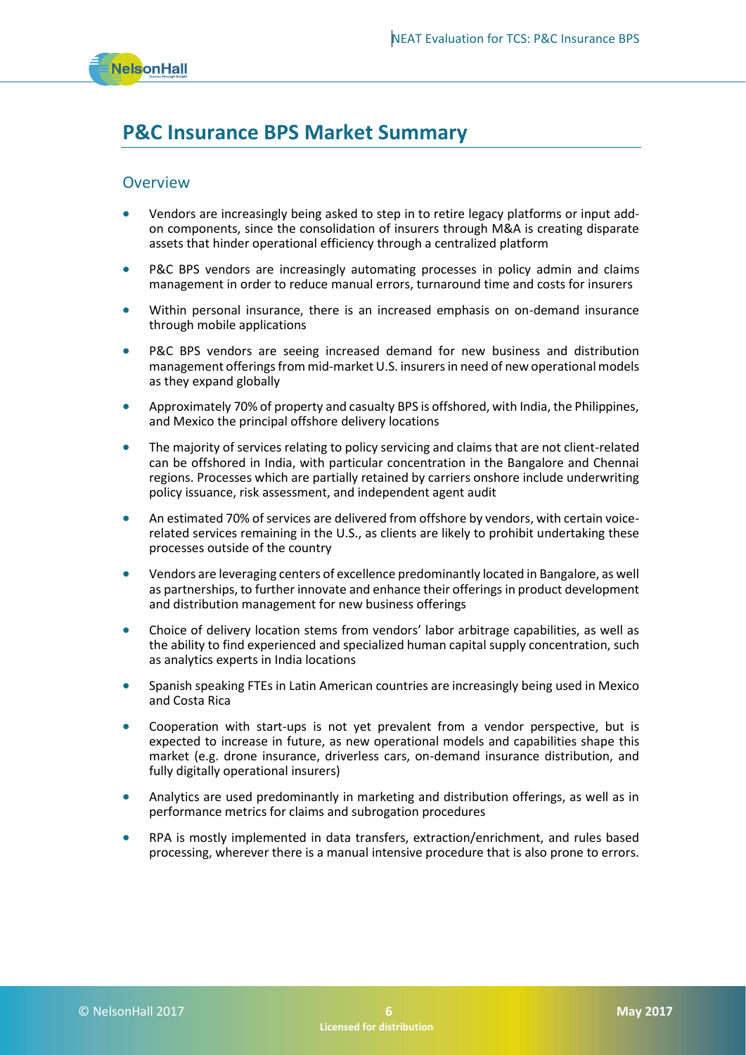# P&C Insurance BPS Market Summary

## Overview

- Vendors are increasingly being asked to step in to retire legacy platforms or input add-on components, since the consolidation of insurers through M&A is creating disparate assets that hinder operational efficiency through a centralized platform
- P&C BPS vendors are increasingly automating processes in policy admin and claims management in order to reduce manual errors, turnaround time and costs for insurers
- Within personal insurance, there is an increased emphasis on on-demand insurance through mobile applications
- P&C BPS vendors are seeing increased demand for new business and distribution management offerings from mid-market U.S. insurers in need of new operational models as they expand globally
- Approximately 70% of property and casualty BPS is offshored, with India, the Philippines, and Mexico the principal offshore delivery locations
- The majority of services relating to policy servicing and claims that are not client-related can be offshored in India, with particular concentration in the Bangalore and Chennai regions. Processes which are partially retained by carriers onshore include underwriting policy issuance, risk assessment, and independent agent audit
- An estimated 70% of services are delivered from offshore by vendors, with certain voice-related services remaining in the U.S., as clients are likely to prohibit undertaking these processes outside of the country
- Vendors are leveraging centers of excellence predominantly located in Bangalore, as well as partnerships, to further innovate and enhance their offerings in product development and distribution management for new business offerings
- Choice of delivery location stems from vendors' labor arbitrage capabilities, as well as the ability to find experienced and specialized human capital supply concentration, such as analytics experts in India locations
- Spanish speaking FTEs in Latin American countries are increasingly being used in Mexico and Costa Rica
- Cooperation with start-ups is not yet prevalent from a vendor perspective, but is expected to increase in future, as new operational models and capabilities shape this market (e.g. drone insurance, driverless cars, on-demand insurance distribution, and fully digitally operational insurers)
- Analytics are used predominantly in marketing and distribution offerings, as well as in performance metrics for claims and subrogation procedures
- RPA is mostly implemented in data transfers, extraction/enrichment, and rules based processing, wherever there is a manual intensive procedure that is also prone to errors.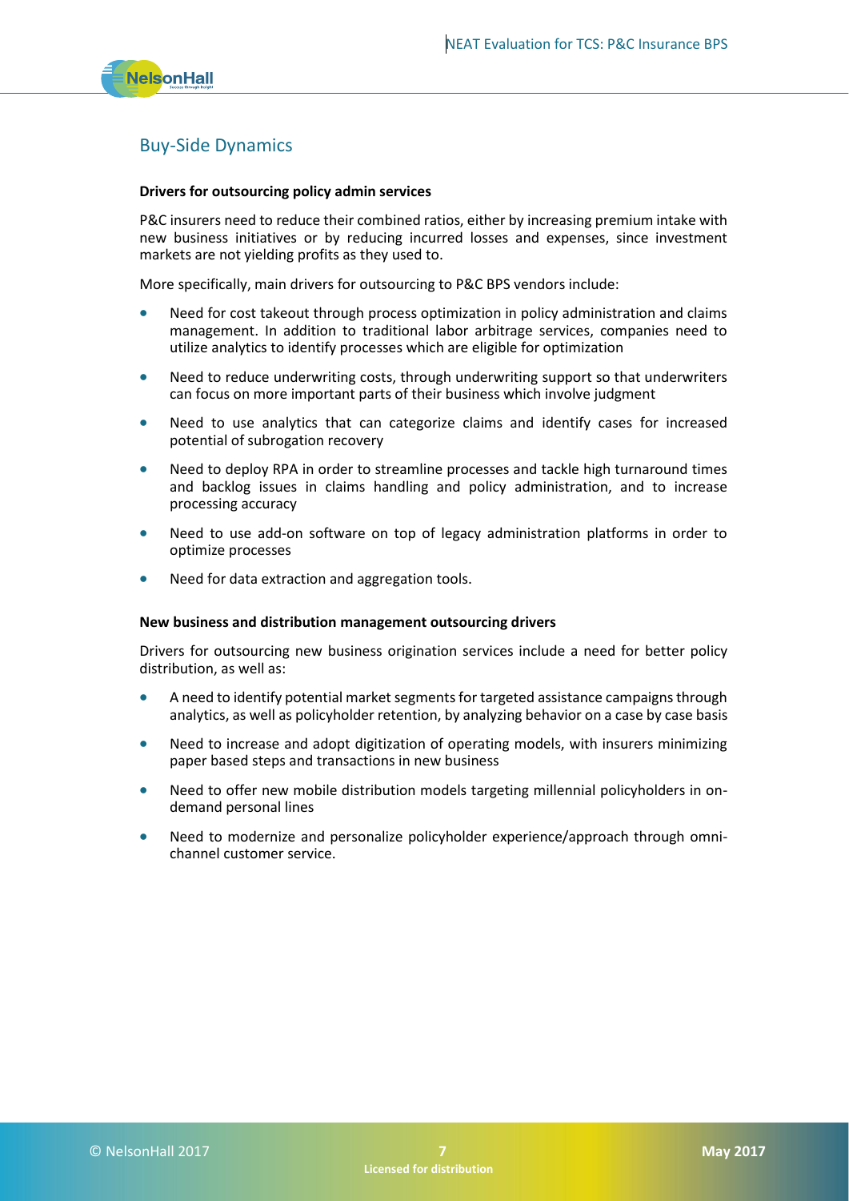## Buy-Side Dynamics

**Drivers for outsourcing policy admin services**

P&C insurers need to reduce their combined ratios, either by increasing premium intake with new business initiatives or by reducing incurred losses and expenses, since investment markets are not yielding profits as they used to.

More specifically, main drivers for outsourcing to P&C BPS vendors include:

- Need for cost takeout through process optimization in policy administration and claims management. In addition to traditional labor arbitrage services, companies need to utilize analytics to identify processes which are eligible for optimization
- Need to reduce underwriting costs, through underwriting support so that underwriters can focus on more important parts of their business which involve judgment
- Need to use analytics that can categorize claims and identify cases for increased potential of subrogation recovery
- Need to deploy RPA in order to streamline processes and tackle high turnaround times and backlog issues in claims handling and policy administration, and to increase processing accuracy
- Need to use add-on software on top of legacy administration platforms in order to optimize processes
- Need for data extraction and aggregation tools.

**New business and distribution management outsourcing drivers**

Drivers for outsourcing new business origination services include a need for better policy distribution, as well as:

- A need to identify potential market segments for targeted assistance campaigns through analytics, as well as policyholder retention, by analyzing behavior on a case by case basis
- Need to increase and adopt digitization of operating models, with insurers minimizing paper based steps and transactions in new business
- Need to offer new mobile distribution models targeting millennial policyholders in on-demand personal lines
- Need to modernize and personalize policyholder experience/approach through omni-channel customer service.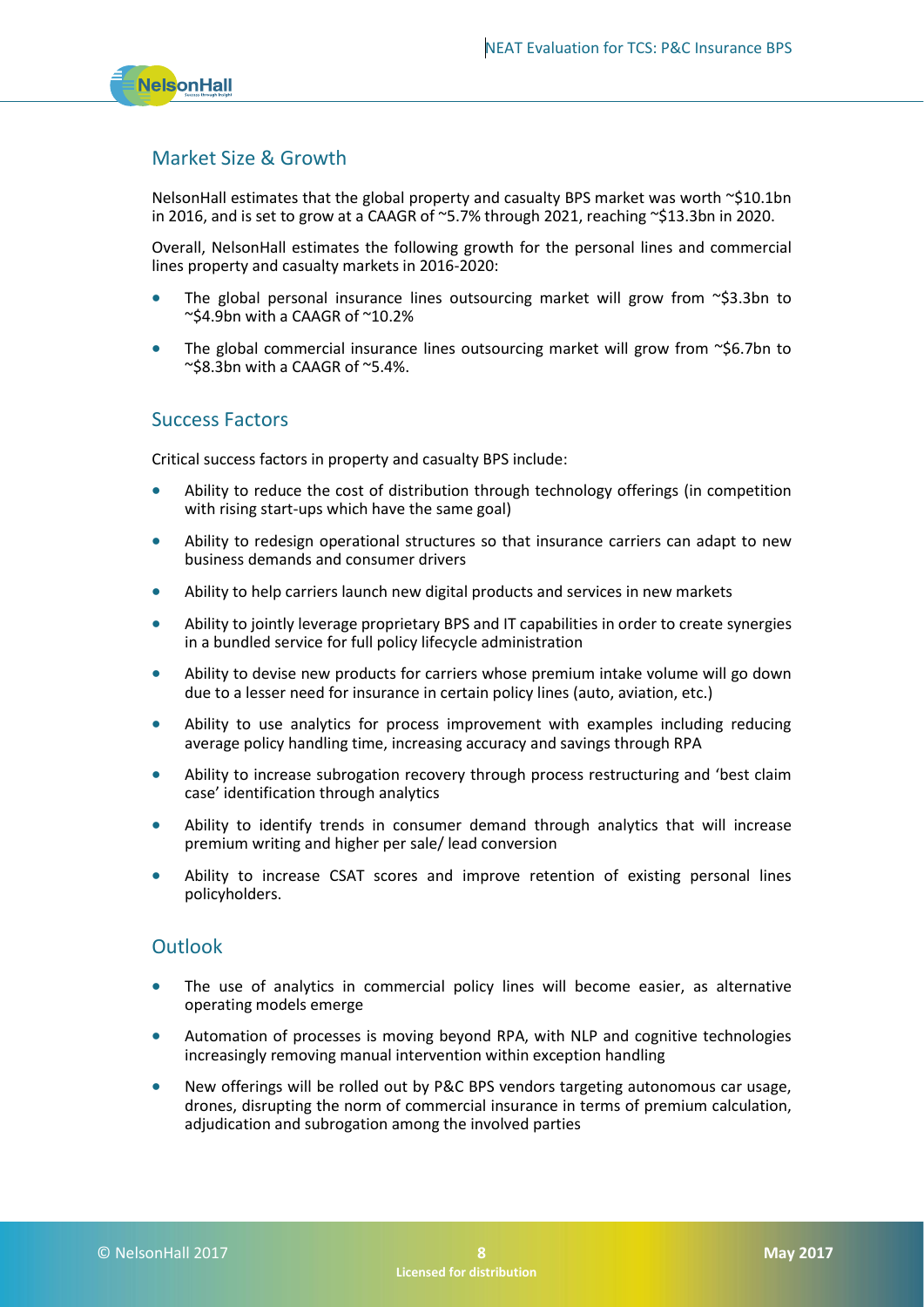## Market Size & Growth

NelsonHall estimates that the global property and casualty BPS market was worth ~$10.1bn in 2016, and is set to grow at a CAAGR of ~5.7% through 2021, reaching ~$13.3bn in 2020.

Overall, NelsonHall estimates the following growth for the personal lines and commercial lines property and casualty markets in 2016-2020:

- The global personal insurance lines outsourcing market will grow from ~$3.3bn to ~$4.9bn with a CAAGR of ~10.2%
- The global commercial insurance lines outsourcing market will grow from ~$6.7bn to ~$8.3bn with a CAAGR of ~5.4%.

## Success Factors

Critical success factors in property and casualty BPS include:

- Ability to reduce the cost of distribution through technology offerings (in competition with rising start-ups which have the same goal)
- Ability to redesign operational structures so that insurance carriers can adapt to new business demands and consumer drivers
- Ability to help carriers launch new digital products and services in new markets
- Ability to jointly leverage proprietary BPS and IT capabilities in order to create synergies in a bundled service for full policy lifecycle administration
- Ability to devise new products for carriers whose premium intake volume will go down due to a lesser need for insurance in certain policy lines (auto, aviation, etc.)
- Ability to use analytics for process improvement with examples including reducing average policy handling time, increasing accuracy and savings through RPA
- Ability to increase subrogation recovery through process restructuring and 'best claim case' identification through analytics
- Ability to identify trends in consumer demand through analytics that will increase premium writing and higher per sale/ lead conversion
- Ability to increase CSAT scores and improve retention of existing personal lines policyholders.

## Outlook

- The use of analytics in commercial policy lines will become easier, as alternative operating models emerge
- Automation of processes is moving beyond RPA, with NLP and cognitive technologies increasingly removing manual intervention within exception handling
- New offerings will be rolled out by P&C BPS vendors targeting autonomous car usage, drones, disrupting the norm of commercial insurance in terms of premium calculation, adjudication and subrogation among the involved parties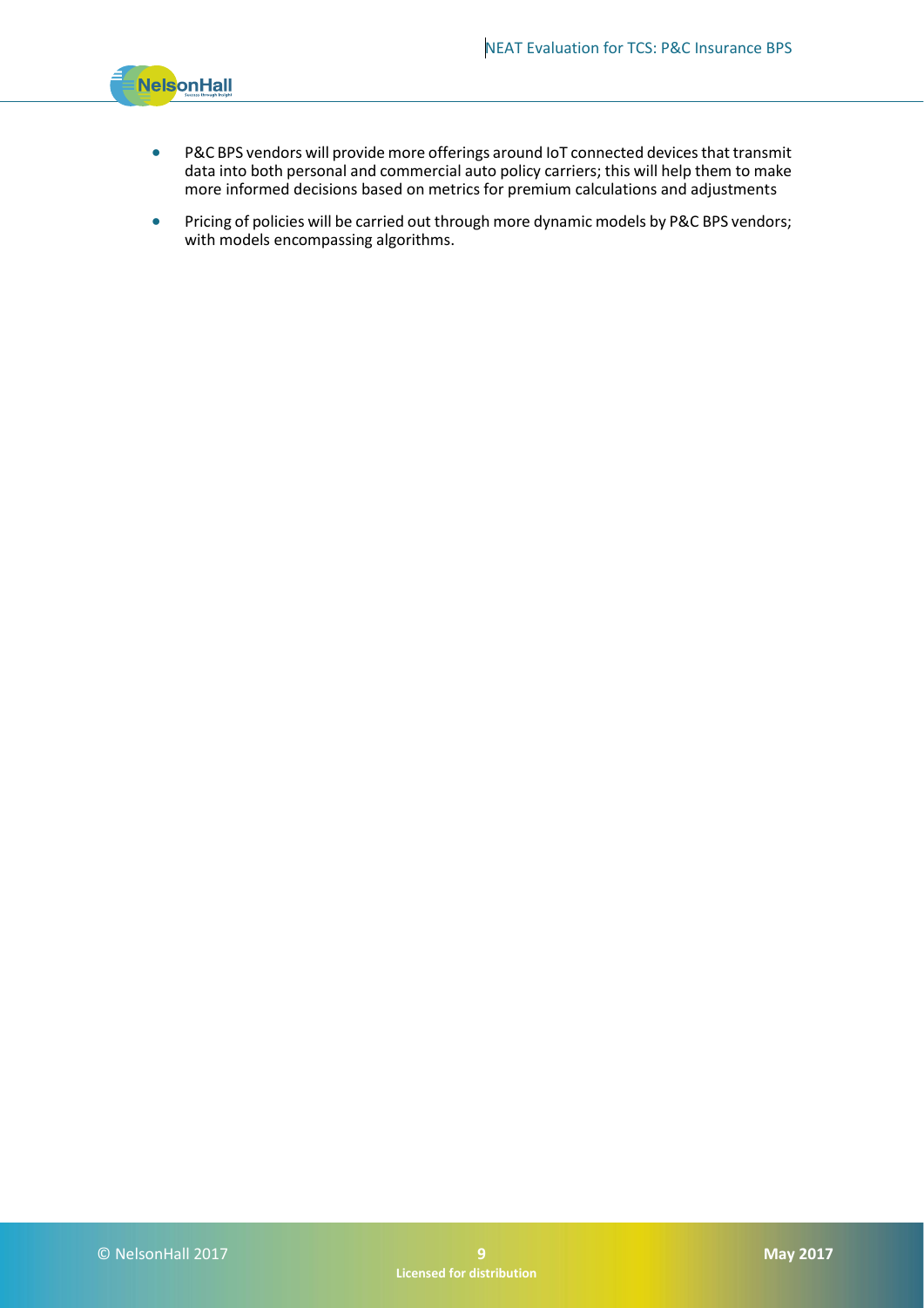- P&C BPS vendors will provide more offerings around IoT connected devices that transmit data into both personal and commercial auto policy carriers; this will help them to make more informed decisions based on metrics for premium calculations and adjustments
- Pricing of policies will be carried out through more dynamic models by P&C BPS vendors; with models encompassing algorithms.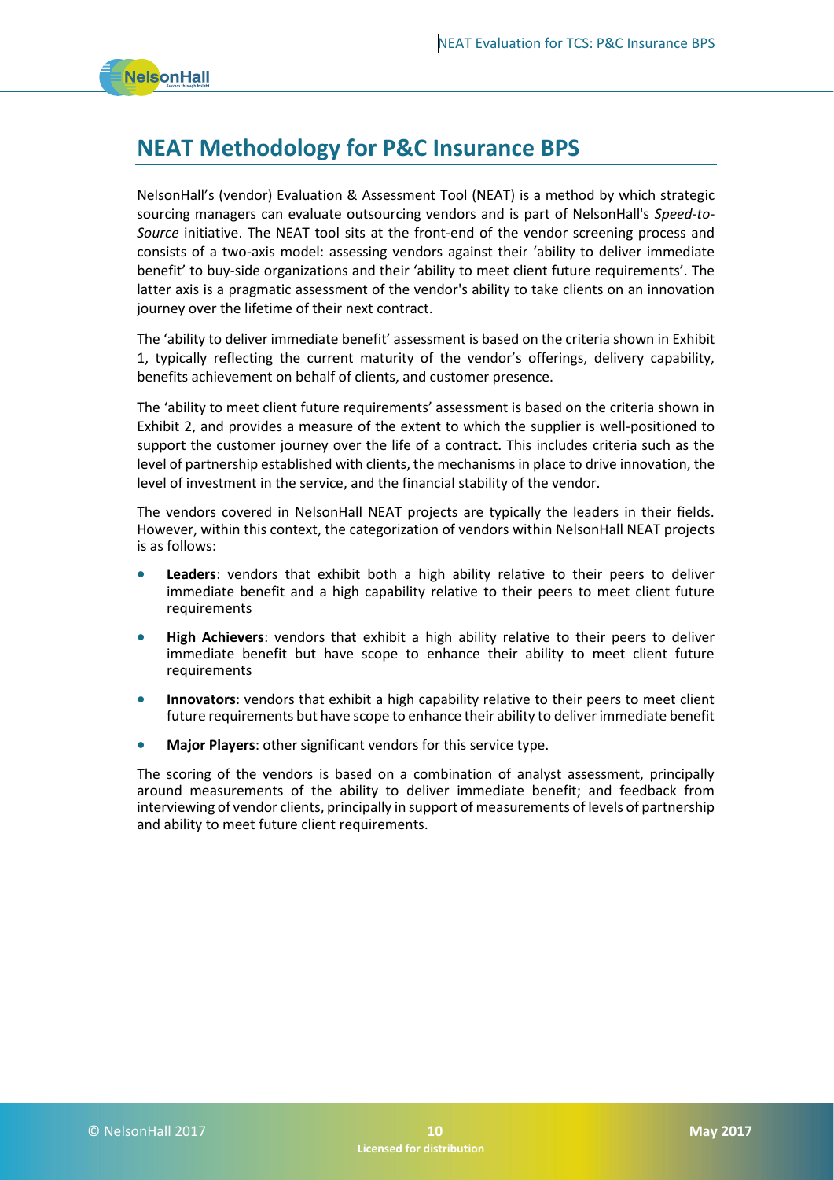# NEAT Methodology for P&C Insurance BPS

NelsonHall's (vendor) Evaluation & Assessment Tool (NEAT) is a method by which strategic sourcing managers can evaluate outsourcing vendors and is part of NelsonHall's *Speed-to-Source* initiative. The NEAT tool sits at the front-end of the vendor screening process and consists of a two-axis model: assessing vendors against their 'ability to deliver immediate benefit' to buy-side organizations and their 'ability to meet client future requirements'. The latter axis is a pragmatic assessment of the vendor's ability to take clients on an innovation journey over the lifetime of their next contract.

The 'ability to deliver immediate benefit' assessment is based on the criteria shown in Exhibit 1, typically reflecting the current maturity of the vendor's offerings, delivery capability, benefits achievement on behalf of clients, and customer presence.

The 'ability to meet client future requirements' assessment is based on the criteria shown in Exhibit 2, and provides a measure of the extent to which the supplier is well-positioned to support the customer journey over the life of a contract. This includes criteria such as the level of partnership established with clients, the mechanisms in place to drive innovation, the level of investment in the service, and the financial stability of the vendor.

The vendors covered in NelsonHall NEAT projects are typically the leaders in their fields. However, within this context, the categorization of vendors within NelsonHall NEAT projects is as follows:

- **Leaders**: vendors that exhibit both a high ability relative to their peers to deliver immediate benefit and a high capability relative to their peers to meet client future requirements
- **High Achievers**: vendors that exhibit a high ability relative to their peers to deliver immediate benefit but have scope to enhance their ability to meet client future requirements
- **Innovators**: vendors that exhibit a high capability relative to their peers to meet client future requirements but have scope to enhance their ability to deliver immediate benefit
- **Major Players**: other significant vendors for this service type.

The scoring of the vendors is based on a combination of analyst assessment, principally around measurements of the ability to deliver immediate benefit; and feedback from interviewing of vendor clients, principally in support of measurements of levels of partnership and ability to meet future client requirements.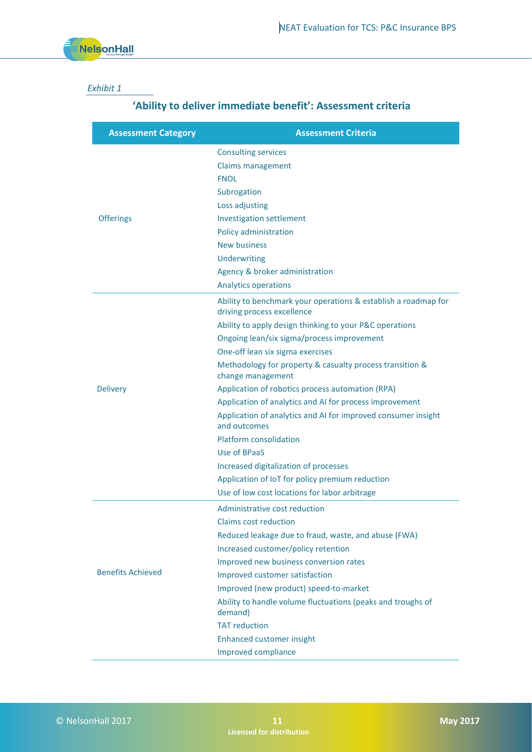*Exhibit 1*

## 'Ability to deliver immediate benefit': Assessment criteria

| Assessment Category | Assessment Criteria |
|---|---|
| Offerings | Consulting services |
| | Claims management |
| | FNOL |
| | Subrogation |
| | Loss adjusting |
| | Investigation settlement |
| | Policy administration |
| | New business |
| | Underwriting |
| | Agency & broker administration |
| | Analytics operations |
| Delivery | Ability to benchmark your operations & establish a roadmap for driving process excellence |
| | Ability to apply design thinking to your P&C operations |
| | Ongoing lean/six sigma/process improvement |
| | One-off lean six sigma exercises |
| | Methodology for property & casualty process transition & change management |
| | Application of robotics process automation (RPA) |
| | Application of analytics and AI for process improvement |
| | Application of analytics and AI for improved consumer insight and outcomes |
| | Platform consolidation |
| | Use of BPaaS |
| | Increased digitalization of processes |
| | Application of IoT for policy premium reduction |
| | Use of low cost locations for labor arbitrage |
| Benefits Achieved | Administrative cost reduction |
| | Claims cost reduction |
| | Reduced leakage due to fraud, waste, and abuse (FWA) |
| | Increased customer/policy retention |
| | Improved new business conversion rates |
| | Improved customer satisfaction |
| | Improved (new product) speed-to-market |
| | Ability to handle volume fluctuations (peaks and troughs of demand) |
| | TAT reduction |
| | Enhanced customer insight |
| | Improved compliance |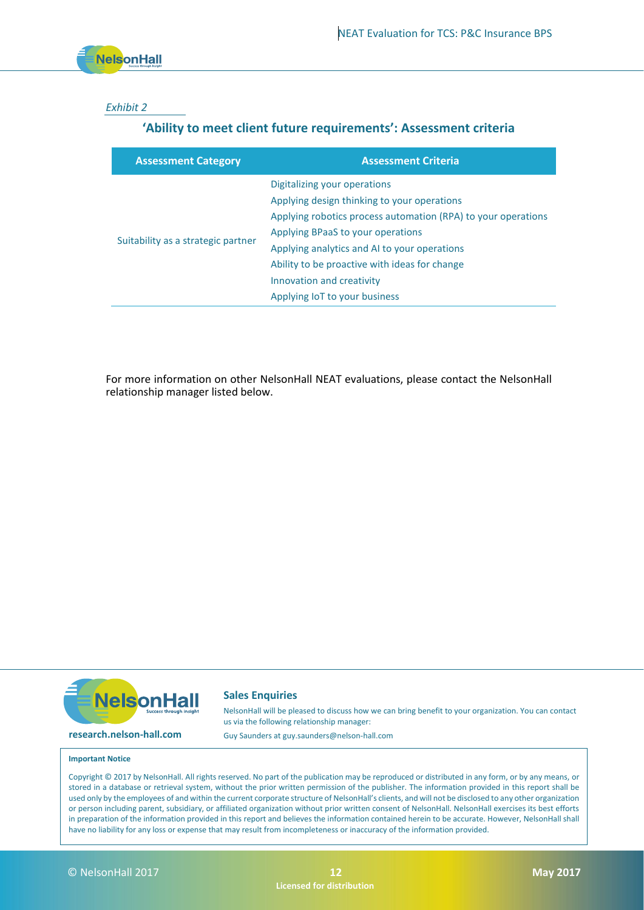*Exhibit 2*

## 'Ability to meet client future requirements': Assessment criteria

| Assessment Category | Assessment Criteria |
|---|---|
| Suitability as a strategic partner | Digitalizing your operations<br>Applying design thinking to your operations<br>Applying robotics process automation (RPA) to your operations<br>Applying BPaaS to your operations<br>Applying analytics and AI to your operations<br>Ability to be proactive with ideas for change<br>Innovation and creativity<br>Applying IoT to your business |

For more information on other NelsonHall NEAT evaluations, please contact the NelsonHall relationship manager listed below.

**research.nelson-hall.com**

### Sales Enquiries

NelsonHall will be pleased to discuss how we can bring benefit to your organization. You can contact us via the following relationship manager:

Guy Saunders at guy.saunders@nelson-hall.com

**Important Notice**

Copyright © 2017 by NelsonHall. All rights reserved. No part of the publication may be reproduced or distributed in any form, or by any means, or stored in a database or retrieval system, without the prior written permission of the publisher. The information provided in this report shall be used only by the employees of and within the current corporate structure of NelsonHall's clients, and will not be disclosed to any other organization or person including parent, subsidiary, or affiliated organization without prior written consent of NelsonHall. NelsonHall exercises its best efforts in preparation of the information provided in this report and believes the information contained herein to be accurate. However, NelsonHall shall have no liability for any loss or expense that may result from incompleteness or inaccuracy of the information provided.